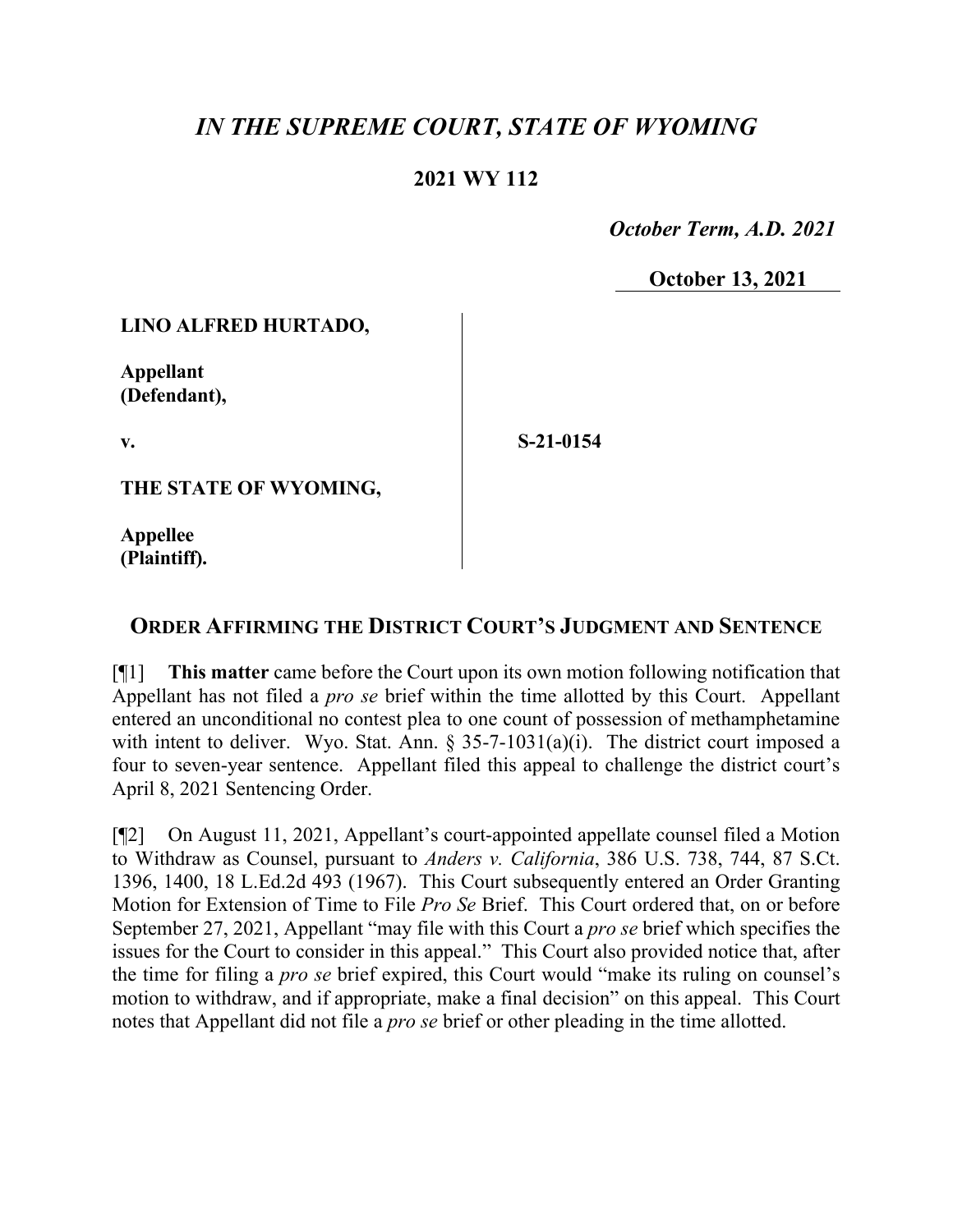# *IN THE SUPREME COURT, STATE OF WYOMING*

**2021 WY 112**

*October Term, A.D. 2021*

**October 13, 2021**

**LINO ALFRED HURTADO,**

**Appellant (Defendant),**

**v.**

**THE STATE OF WYOMING,**

**Appellee (Plaintiff).**

**S-21-0154**

## ORDER AFFIRMING THE DISTRICT COURT'S JUDGMENT AND SENTENCE

[¶1] **This matter** came before the Court upon its own motion following notification that Appellant has not filed a *pro se* brief within the time allotted by this Court. Appellant entered an unconditional no contest plea to one count of possession of methamphetamine with intent to deliver. Wyo. Stat. Ann. § 35-7-1031(a)(i). The district court imposed a four to seven-year sentence. Appellant filed this appeal to challenge the district court's April 8, 2021 Sentencing Order.

[¶2] On August 11, 2021, Appellant's court-appointed appellate counsel filed a Motion to Withdraw as Counsel, pursuant to *Anders v. California*, 386 U.S. 738, 744, 87 S.Ct. 1396, 1400, 18 L.Ed.2d 493 (1967). This Court subsequently entered an Order Granting Motion for Extension of Time to File *Pro Se* Brief. This Court ordered that, on or before September 27, 2021, Appellant "may file with this Court a *pro se* brief which specifies the issues for the Court to consider in this appeal." This Court also provided notice that, after the time for filing a *pro se* brief expired, this Court would "make its ruling on counsel's motion to withdraw, and if appropriate, make a final decision" on this appeal. This Court notes that Appellant did not file a *pro se* brief or other pleading in the time allotted.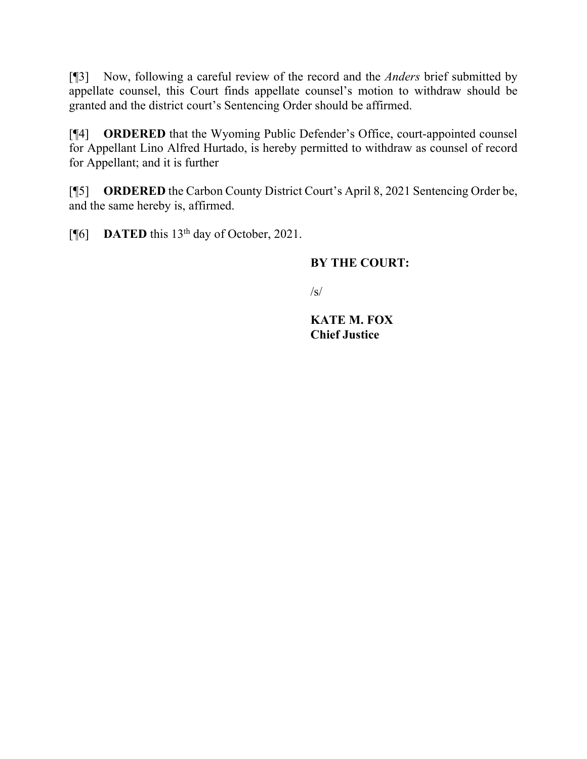[¶3] Now, following a careful review of the record and the *Anders* brief submitted by appellate counsel, this Court finds appellate counsel's motion to withdraw should be granted and the district court's Sentencing Order should be affirmed.

[¶4] **ORDERED** that the Wyoming Public Defender's Office, court-appointed counsel for Appellant Lino Alfred Hurtado, is hereby permitted to withdraw as counsel of record for Appellant; and it is further

[¶5] **ORDERED** the Carbon County District Court's April 8, 2021 Sentencing Order be, and the same hereby is, affirmed.

[¶6] **DATED** this 13th day of October, 2021.

**BY THE COURT:**

/s/

**KATE M. FOX**
**Chief Justice**